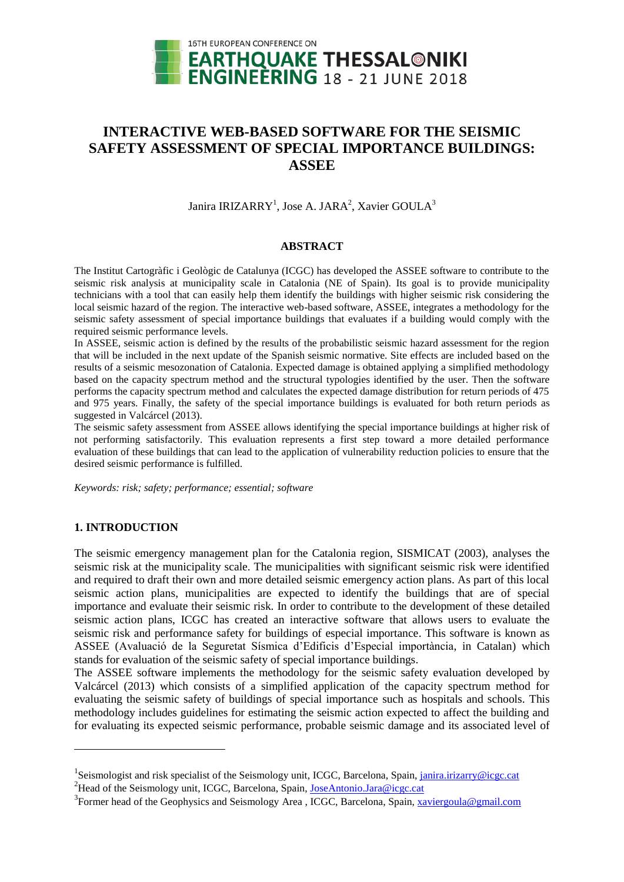# INTERACTIVE WEB-BASED SOFTWARE FOR THE SEISMIC SAFETY ASSESSMENT OF SPECIAL IMPORTANCE BUILDINGS: ASSEE

Janira IRIZARRY[1], Jose A. JARA[2], Xavier GOULA[3]

## ABSTRACT

The Institut Cartogràfic i Geològic de Catalunya (ICGC) has developed the ASSEE software to contribute to the seismic risk analysis at municipality scale in Catalonia (NE of Spain). Its goal is to provide municipality technicians with a tool that can easily help them identify the buildings with higher seismic risk considering the local seismic hazard of the region. The interactive web-based software, ASSEE, integrates a methodology for the seismic safety assessment of special importance buildings that evaluates if a building would comply with the required seismic performance levels.

In ASSEE, seismic action is defined by the results of the probabilistic seismic hazard assessment for the region that will be included in the next update of the Spanish seismic normative. Site effects are included based on the results of a seismic mesozonation of Catalonia. Expected damage is obtained applying a simplified methodology based on the capacity spectrum method and the structural typologies identified by the user. Then the software performs the capacity spectrum method and calculates the expected damage distribution for return periods of 475 and 975 years. Finally, the safety of the special importance buildings is evaluated for both return periods as suggested in Valcárcel (2013).

The seismic safety assessment from ASSEE allows identifying the special importance buildings at higher risk of not performing satisfactorily. This evaluation represents a first step toward a more detailed performance evaluation of these buildings that can lead to the application of vulnerability reduction policies to ensure that the desired seismic performance is fulfilled.

*Keywords: risk; safety; performance; essential; software*

## 1. INTRODUCTION

The seismic emergency management plan for the Catalonia region, SISMICAT (2003), analyses the seismic risk at the municipality scale. The municipalities with significant seismic risk were identified and required to draft their own and more detailed seismic emergency action plans. As part of this local seismic action plans, municipalities are expected to identify the buildings that are of special importance and evaluate their seismic risk. In order to contribute to the development of these detailed seismic action plans, ICGC has created an interactive software that allows users to evaluate the seismic risk and performance safety for buildings of especial importance. This software is known as ASSEE (Avaluació de la Seguretat Sísmica d'Edificis d'Especial importància, in Catalan) which stands for evaluation of the seismic safety of special importance buildings.

The ASSEE software implements the methodology for the seismic safety evaluation developed by Valcárcel (2013) which consists of a simplified application of the capacity spectrum method for evaluating the seismic safety of buildings of special importance such as hospitals and schools. This methodology includes guidelines for estimating the seismic action expected to affect the building and for evaluating its expected seismic performance, probable seismic damage and its associated level of

---

[1]Seismologist and risk specialist of the Seismology unit, ICGC, Barcelona, Spain, janira.irizarry@icgc.cat

[2]Head of the Seismology unit, ICGC, Barcelona, Spain, JoseAntonio.Jara@icgc.cat

[3]Former head of the Geophysics and Seismology Area , ICGC, Barcelona, Spain, xaviergoula@gmail.com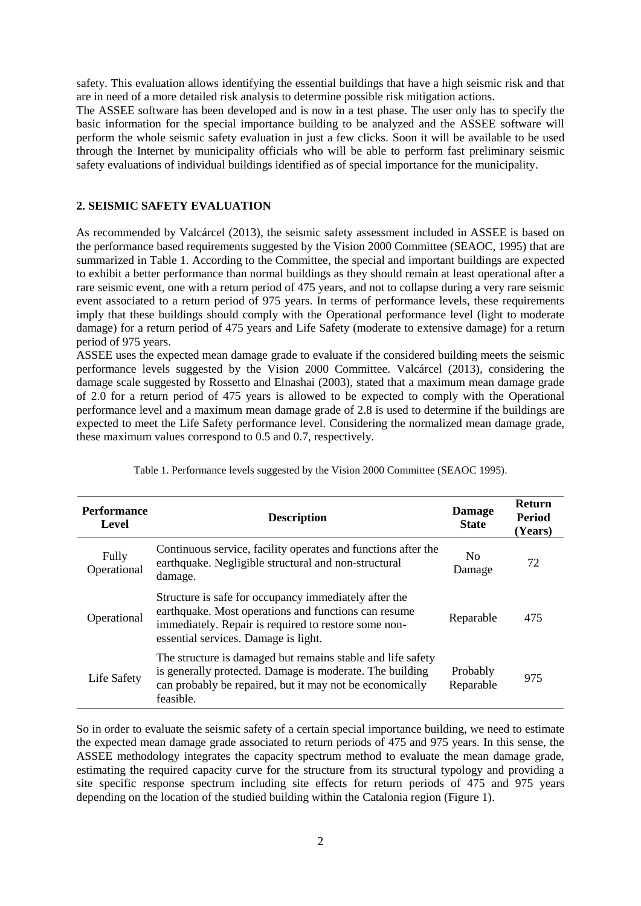safety. This evaluation allows identifying the essential buildings that have a high seismic risk and that are in need of a more detailed risk analysis to determine possible risk mitigation actions.

The ASSEE software has been developed and is now in a test phase. The user only has to specify the basic information for the special importance building to be analyzed and the ASSEE software will perform the whole seismic safety evaluation in just a few clicks. Soon it will be available to be used through the Internet by municipality officials who will be able to perform fast preliminary seismic safety evaluations of individual buildings identified as of special importance for the municipality.

## 2. SEISMIC SAFETY EVALUATION

As recommended by Valcárcel (2013), the seismic safety assessment included in ASSEE is based on the performance based requirements suggested by the Vision 2000 Committee (SEAOC, 1995) that are summarized in Table 1. According to the Committee, the special and important buildings are expected to exhibit a better performance than normal buildings as they should remain at least operational after a rare seismic event, one with a return period of 475 years, and not to collapse during a very rare seismic event associated to a return period of 975 years. In terms of performance levels, these requirements imply that these buildings should comply with the Operational performance level (light to moderate damage) for a return period of 475 years and Life Safety (moderate to extensive damage) for a return period of 975 years.

ASSEE uses the expected mean damage grade to evaluate if the considered building meets the seismic performance levels suggested by the Vision 2000 Committee. Valcárcel (2013), considering the damage scale suggested by Rossetto and Elnashai (2003), stated that a maximum mean damage grade of 2.0 for a return period of 475 years is allowed to be expected to comply with the Operational performance level and a maximum mean damage grade of 2.8 is used to determine if the buildings are expected to meet the Life Safety performance level. Considering the normalized mean damage grade, these maximum values correspond to 0.5 and 0.7, respectively.

Table 1. Performance levels suggested by the Vision 2000 Committee (SEAOC 1995).

| Performance Level | Description | Damage State | Return Period (Years) |
|---|---|---|---|
| Fully Operational | Continuous service, facility operates and functions after the earthquake. Negligible structural and non-structural damage. | No Damage | 72 |
| Operational | Structure is safe for occupancy immediately after the earthquake. Most operations and functions can resume immediately. Repair is required to restore some non-essential services. Damage is light. | Reparable | 475 |
| Life Safety | The structure is damaged but remains stable and life safety is generally protected. Damage is moderate. The building can probably be repaired, but it may not be economically feasible. | Probably Reparable | 975 |

So in order to evaluate the seismic safety of a certain special importance building, we need to estimate the expected mean damage grade associated to return periods of 475 and 975 years. In this sense, the ASSEE methodology integrates the capacity spectrum method to evaluate the mean damage grade, estimating the required capacity curve for the structure from its structural typology and providing a site specific response spectrum including site effects for return periods of 475 and 975 years depending on the location of the studied building within the Catalonia region (Figure 1).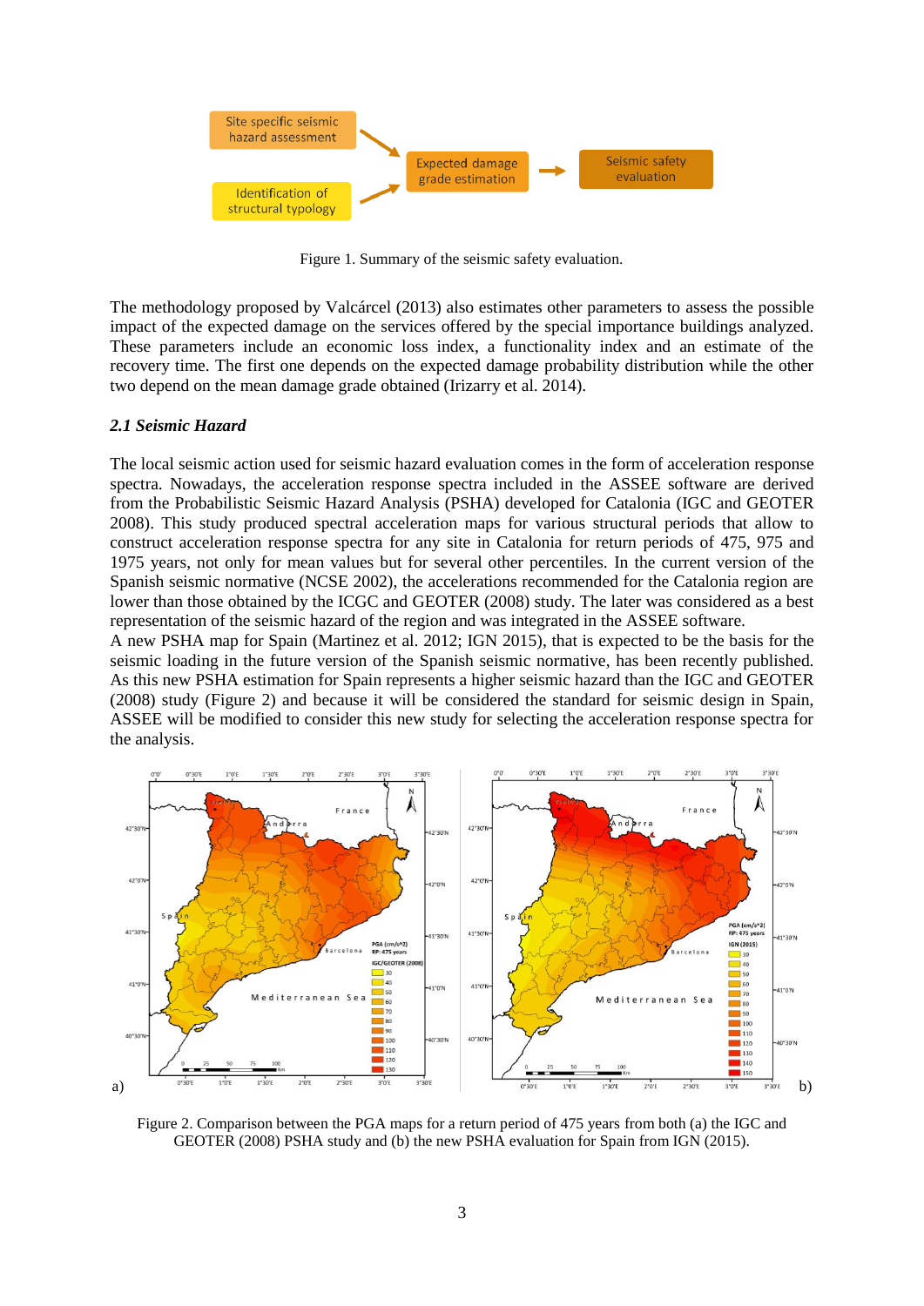Figure 1. Summary of the seismic safety evaluation.

The methodology proposed by Valcárcel (2013) also estimates other parameters to assess the possible impact of the expected damage on the services offered by the special importance buildings analyzed. These parameters include an economic loss index, a functionality index and an estimate of the recovery time. The first one depends on the expected damage probability distribution while the other two depend on the mean damage grade obtained (Irizarry et al. 2014).

### *2.1 Seismic Hazard*

The local seismic action used for seismic hazard evaluation comes in the form of acceleration response spectra. Nowadays, the acceleration response spectra included in the ASSEE software are derived from the Probabilistic Seismic Hazard Analysis (PSHA) developed for Catalonia (IGC and GEOTER 2008). This study produced spectral acceleration maps for various structural periods that allow to construct acceleration response spectra for any site in Catalonia for return periods of 475, 975 and 1975 years, not only for mean values but for several other percentiles. In the current version of the Spanish seismic normative (NCSE 2002), the accelerations recommended for the Catalonia region are lower than those obtained by the ICGC and GEOTER (2008) study. The later was considered as a best representation of the seismic hazard of the region and was integrated in the ASSEE software.
A new PSHA map for Spain (Martinez et al. 2012; IGN 2015), that is expected to be the basis for the seismic loading in the future version of the Spanish seismic normative, has been recently published. As this new PSHA estimation for Spain represents a higher seismic hazard than the IGC and GEOTER (2008) study (Figure 2) and because it will be considered the standard for seismic design in Spain, ASSEE will be modified to consider this new study for selecting the acceleration response spectra for the analysis.

Figure 2. Comparison between the PGA maps for a return period of 475 years from both (a) the IGC and GEOTER (2008) PSHA study and (b) the new PSHA evaluation for Spain from IGN (2015).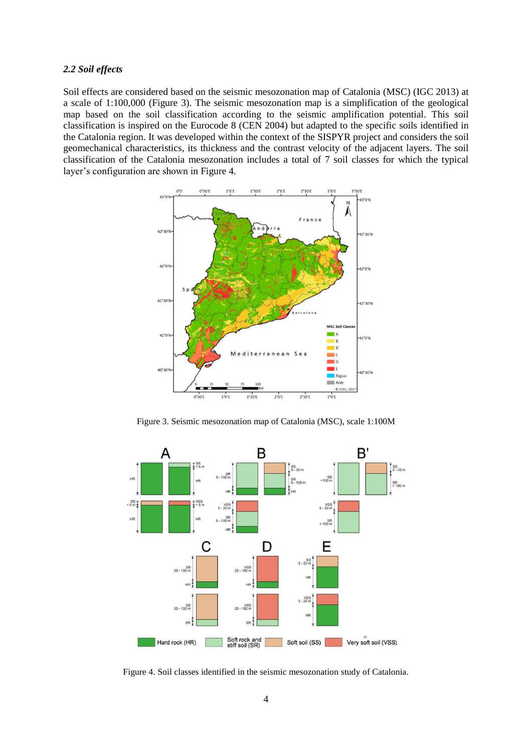### *2.2 Soil effects*

Soil effects are considered based on the seismic mesozonation map of Catalonia (MSC) (IGC 2013) at a scale of 1:100,000 (Figure 3). The seismic mesozonation map is a simplification of the geological map based on the soil classification according to the seismic amplification potential. This soil classification is inspired on the Eurocode 8 (CEN 2004) but adapted to the specific soils identified in the Catalonia region. It was developed within the context of the SISPYR project and considers the soil geomechanical characteristics, its thickness and the contrast velocity of the adjacent layers. The soil classification of the Catalonia mesozonation includes a total of 7 soil classes for which the typical layer's configuration are shown in Figure 4.

Figure 3. Seismic mesozonation map of Catalonia (MSC), scale 1:100M

Figure 4. Soil classes identified in the seismic mesozonation study of Catalonia.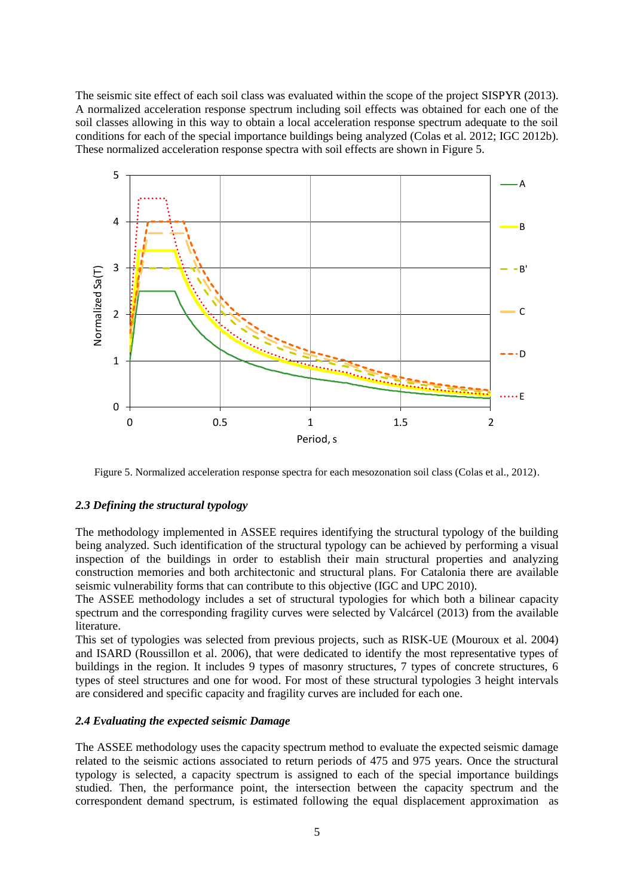The seismic site effect of each soil class was evaluated within the scope of the project SISPYR (2013). A normalized acceleration response spectrum including soil effects was obtained for each one of the soil classes allowing in this way to obtain a local acceleration response spectrum adequate to the soil conditions for each of the special importance buildings being analyzed (Colas et al. 2012; IGC 2012b). These normalized acceleration response spectra with soil effects are shown in Figure 5.

Figure 5. Normalized acceleration response spectra for each mesozonation soil class (Colas et al., 2012).

### *2.3 Defining the structural typology*

The methodology implemented in ASSEE requires identifying the structural typology of the building being analyzed. Such identification of the structural typology can be achieved by performing a visual inspection of the buildings in order to establish their main structural properties and analyzing construction memories and both architectonic and structural plans. For Catalonia there are available seismic vulnerability forms that can contribute to this objective (IGC and UPC 2010).

The ASSEE methodology includes a set of structural typologies for which both a bilinear capacity spectrum and the corresponding fragility curves were selected by Valcárcel (2013) from the available literature.

This set of typologies was selected from previous projects, such as RISK-UE (Mouroux et al. 2004) and ISARD (Roussillon et al. 2006), that were dedicated to identify the most representative types of buildings in the region. It includes 9 types of masonry structures, 7 types of concrete structures, 6 types of steel structures and one for wood. For most of these structural typologies 3 height intervals are considered and specific capacity and fragility curves are included for each one.

### *2.4 Evaluating the expected seismic Damage*

The ASSEE methodology uses the capacity spectrum method to evaluate the expected seismic damage related to the seismic actions associated to return periods of 475 and 975 years. Once the structural typology is selected, a capacity spectrum is assigned to each of the special importance buildings studied. Then, the performance point, the intersection between the capacity spectrum and the correspondent demand spectrum, is estimated following the equal displacement approximation as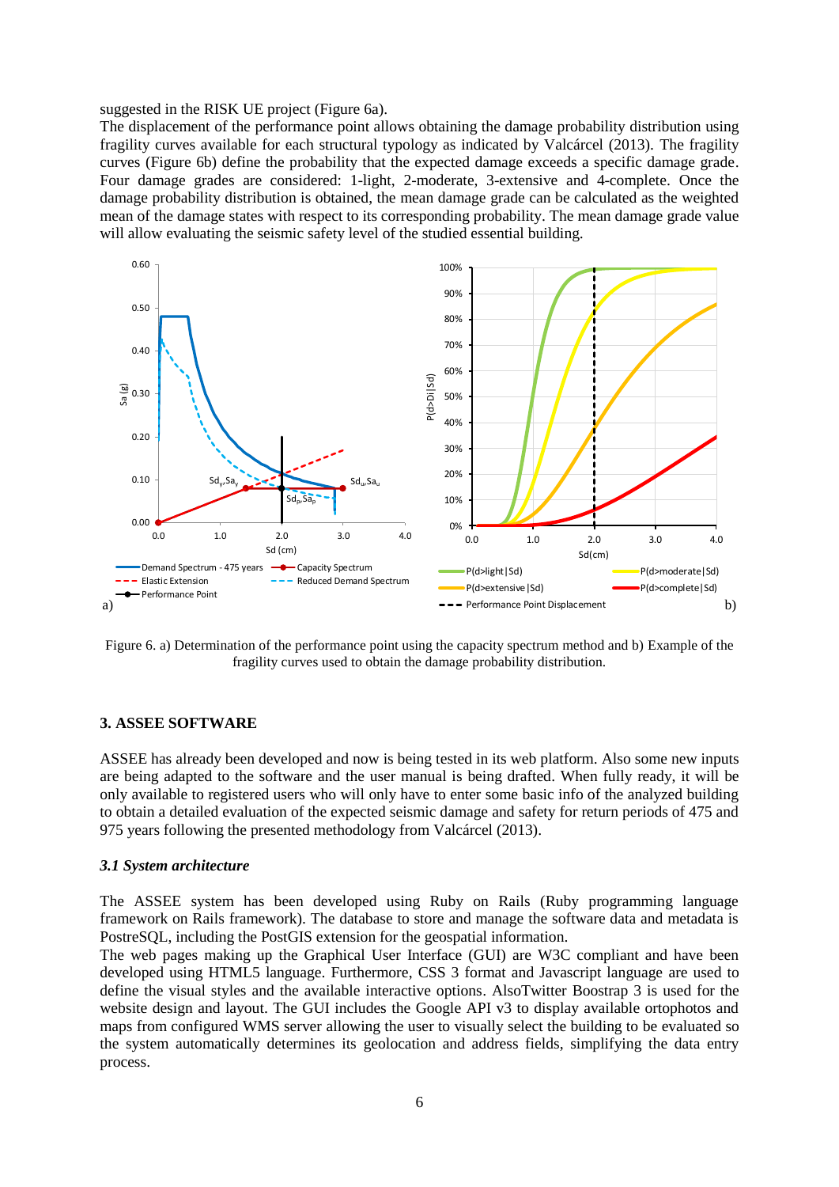suggested in the RISK UE project (Figure 6a).

The displacement of the performance point allows obtaining the damage probability distribution using fragility curves available for each structural typology as indicated by Valcárcel (2013). The fragility curves (Figure 6b) define the probability that the expected damage exceeds a specific damage grade. Four damage grades are considered: 1-light, 2-moderate, 3-extensive and 4-complete. Once the damage probability distribution is obtained, the mean damage grade can be calculated as the weighted mean of the damage states with respect to its corresponding probability. The mean damage grade value will allow evaluating the seismic safety level of the studied essential building.

Figure 6. a) Determination of the performance point using the capacity spectrum method and b) Example of the fragility curves used to obtain the damage probability distribution.

## 3. ASSEE SOFTWARE

ASSEE has already been developed and now is being tested in its web platform. Also some new inputs are being adapted to the software and the user manual is being drafted. When fully ready, it will be only available to registered users who will only have to enter some basic info of the analyzed building to obtain a detailed evaluation of the expected seismic damage and safety for return periods of 475 and 975 years following the presented methodology from Valcárcel (2013).

### *3.1 System architecture*

The ASSEE system has been developed using Ruby on Rails (Ruby programming language framework on Rails framework). The database to store and manage the software data and metadata is PostreSQL, including the PostGIS extension for the geospatial information.

The web pages making up the Graphical User Interface (GUI) are W3C compliant and have been developed using HTML5 language. Furthermore, CSS 3 format and Javascript language are used to define the visual styles and the available interactive options. AlsoTwitter Boostrap 3 is used for the website design and layout. The GUI includes the Google API v3 to display available ortophotos and maps from configured WMS server allowing the user to visually select the building to be evaluated so the system automatically determines its geolocation and address fields, simplifying the data entry process.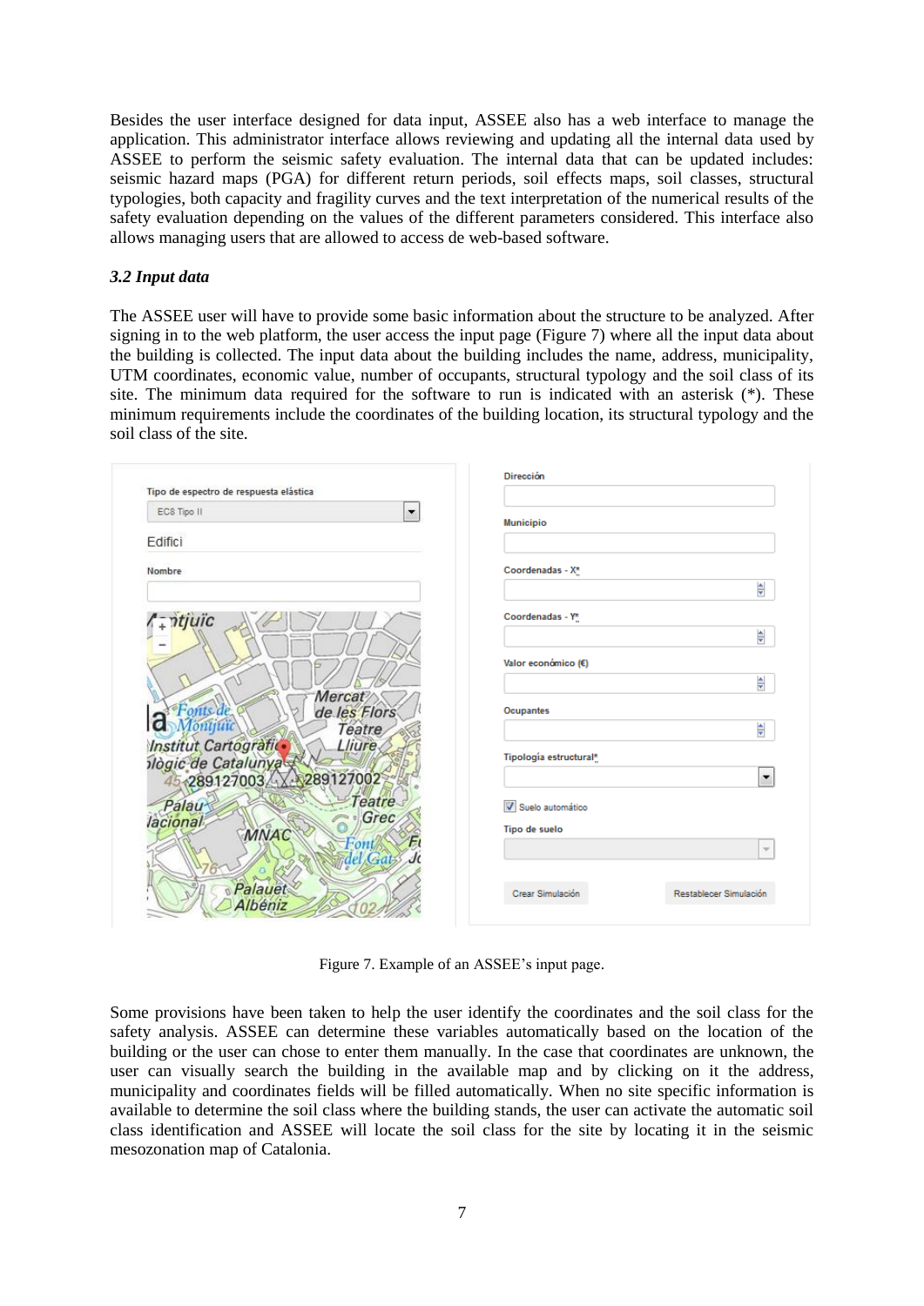Besides the user interface designed for data input, ASSEE also has a web interface to manage the application. This administrator interface allows reviewing and updating all the internal data used by ASSEE to perform the seismic safety evaluation. The internal data that can be updated includes: seismic hazard maps (PGA) for different return periods, soil effects maps, soil classes, structural typologies, both capacity and fragility curves and the text interpretation of the numerical results of the safety evaluation depending on the values of the different parameters considered. This interface also allows managing users that are allowed to access de web-based software.

### *3.2 Input data*

The ASSEE user will have to provide some basic information about the structure to be analyzed. After signing in to the web platform, the user access the input page (Figure 7) where all the input data about the building is collected. The input data about the building includes the name, address, municipality, UTM coordinates, economic value, number of occupants, structural typology and the soil class of its site. The minimum data required for the software to run is indicated with an asterisk (*). These minimum requirements include the coordinates of the building location, its structural typology and the soil class of the site.

Figure 7. Example of an ASSEE's input page.

Some provisions have been taken to help the user identify the coordinates and the soil class for the safety analysis. ASSEE can determine these variables automatically based on the location of the building or the user can chose to enter them manually. In the case that coordinates are unknown, the user can visually search the building in the available map and by clicking on it the address, municipality and coordinates fields will be filled automatically. When no site specific information is available to determine the soil class where the building stands, the user can activate the automatic soil class identification and ASSEE will locate the soil class for the site by locating it in the seismic mesozonation map of Catalonia.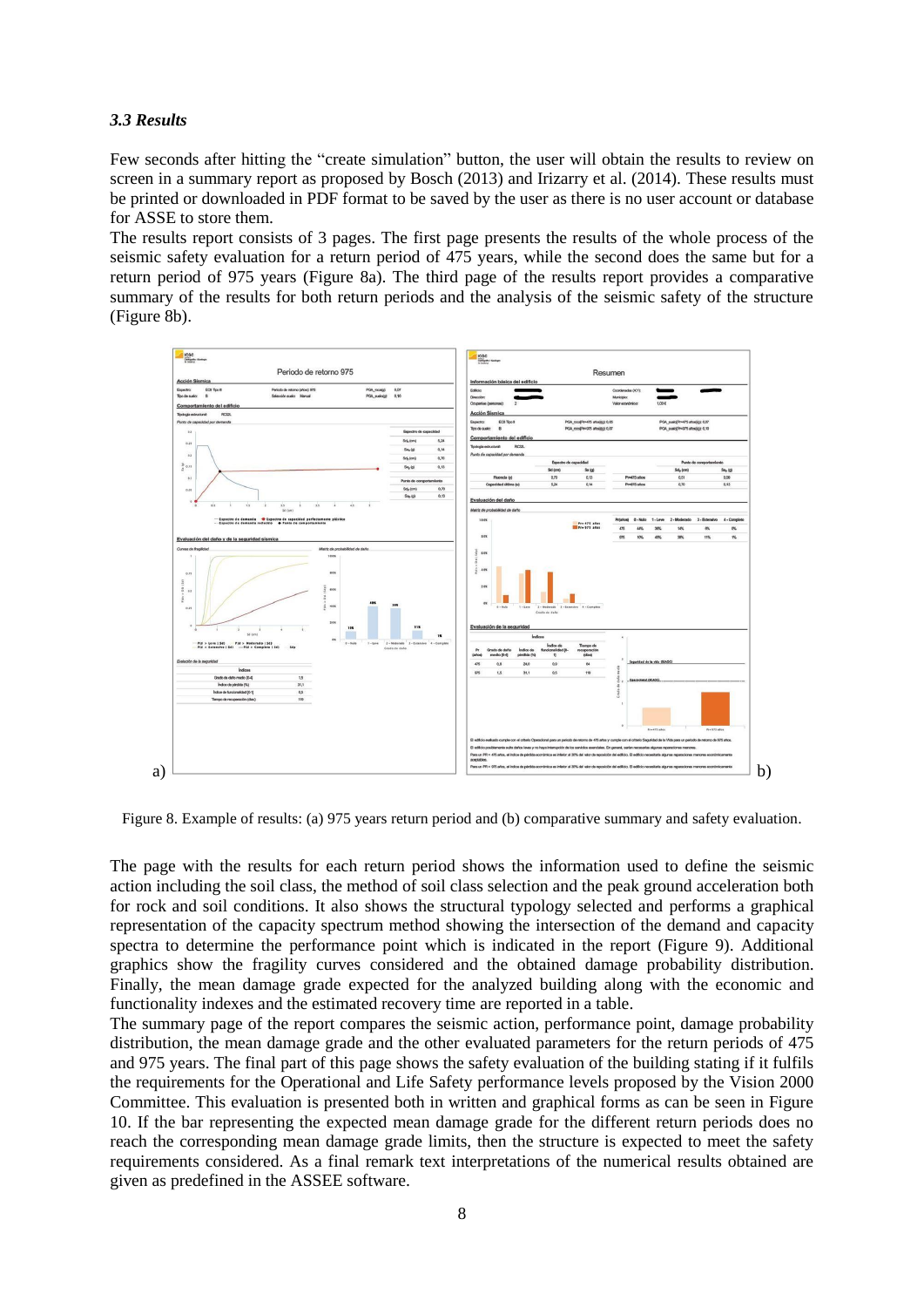### *3.3 Results*

Few seconds after hitting the “create simulation” button, the user will obtain the results to review on screen in a summary report as proposed by Bosch (2013) and Irizarry et al. (2014). These results must be printed or downloaded in PDF format to be saved by the user as there is no user account or database for ASSE to store them.

The results report consists of 3 pages. The first page presents the results of the whole process of the seismic safety evaluation for a return period of 475 years, while the second does the same but for a return period of 975 years (Figure 8a). The third page of the results report provides a comparative summary of the results for both return periods and the analysis of the seismic safety of the structure (Figure 8b).

Figure 8. Example of results: (a) 975 years return period and (b) comparative summary and safety evaluation.

The page with the results for each return period shows the information used to define the seismic action including the soil class, the method of soil class selection and the peak ground acceleration both for rock and soil conditions. It also shows the structural typology selected and performs a graphical representation of the capacity spectrum method showing the intersection of the demand and capacity spectra to determine the performance point which is indicated in the report (Figure 9). Additional graphics show the fragility curves considered and the obtained damage probability distribution. Finally, the mean damage grade expected for the analyzed building along with the economic and functionality indexes and the estimated recovery time are reported in a table.

The summary page of the report compares the seismic action, performance point, damage probability distribution, the mean damage grade and the other evaluated parameters for the return periods of 475 and 975 years. The final part of this page shows the safety evaluation of the building stating if it fulfils the requirements for the Operational and Life Safety performance levels proposed by the Vision 2000 Committee. This evaluation is presented both in written and graphical forms as can be seen in Figure 10. If the bar representing the expected mean damage grade for the different return periods does no reach the corresponding mean damage grade limits, then the structure is expected to meet the safety requirements considered. As a final remark text interpretations of the numerical results obtained are given as predefined in the ASSEE software.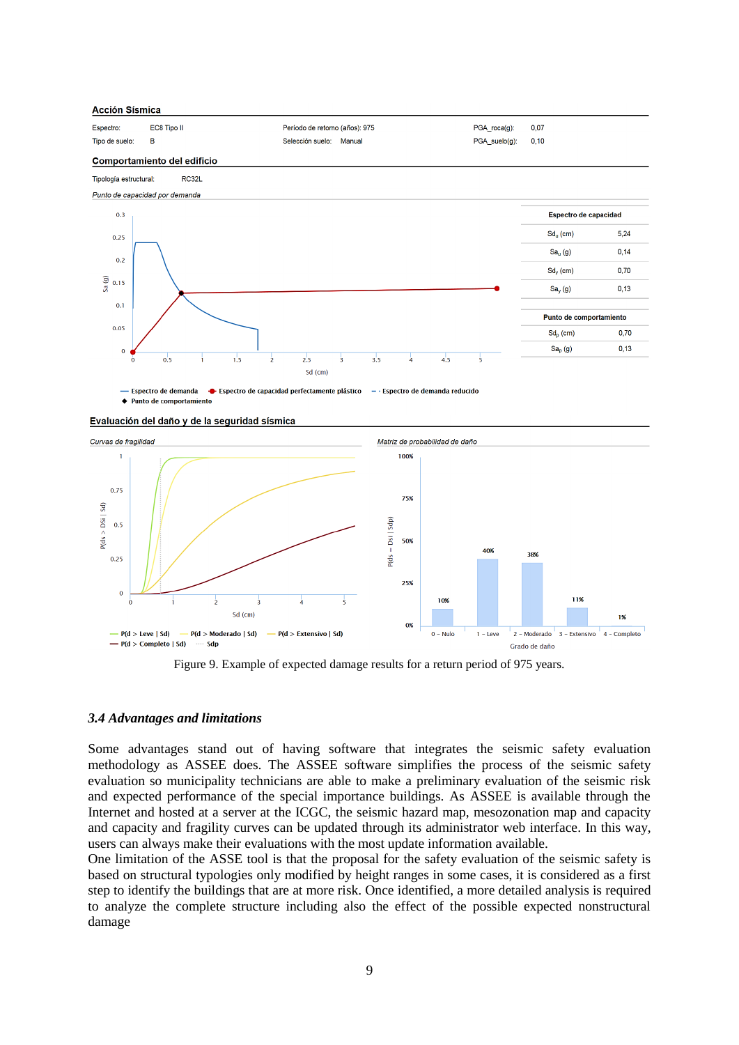**Acción Sísmica**

| Espectro: | EC8 Tipo II | Período de retorno (años): 975 | | PGA_roca(g): | 0,07 |
|---|---|---|---|---|---|
| Tipo de suelo: | B | Selección suelo: | Manual | PGA_suelo(g): | 0,10 |

**Comportamiento del edificio**

Tipología estructural: RC32L

*Punto de capacidad por demanda*

| Espectro de capacidad | |
|---|---|
| $Sd_u$ (cm) | 5,24 |
| $Sa_u$ (g) | 0,14 |
| $Sd_y$ (cm) | 0,70 |
| $Sa_y$ (g) | 0,13 |

| Punto de comportamiento | |
|---|---|
| $Sd_p$ (cm) | 0,70 |
| $Sa_p$ (g) | 0,13 |

— Espectro de demanda ● Espectro de capacidad perfectamente plástico - - Espectro de demanda reducido
◆ Punto de comportamiento

**Evaluación del daño y de la seguridad sísmica**

*Curvas de fragilidad* — *Matriz de probabilidad de daño*

| Grado de daño | 0 - Nulo | 1 - Leve | 2 - Moderado | 3 - Extensivo | 4 - Completo |
|---|---|---|---|---|---|
| P(ds = Dsi \| Sdp) | 10% | 40% | 38% | 11% | 1% |

Figure 9. Example of expected damage results for a return period of 975 years.

### *3.4 Advantages and limitations*

Some advantages stand out of having software that integrates the seismic safety evaluation methodology as ASSEE does. The ASSEE software simplifies the process of the seismic safety evaluation so municipality technicians are able to make a preliminary evaluation of the seismic risk and expected performance of the special importance buildings. As ASSEE is available through the Internet and hosted at a server at the ICGC, the seismic hazard map, mesozonation map and capacity and capacity and fragility curves can be updated through its administrator web interface. In this way, users can always make their evaluations with the most update information available.

One limitation of the ASSE tool is that the proposal for the safety evaluation of the seismic safety is based on structural typologies only modified by height ranges in some cases, it is considered as a first step to identify the buildings that are at more risk. Once identified, a more detailed analysis is required to analyze the complete structure including also the effect of the possible expected nonstructural damage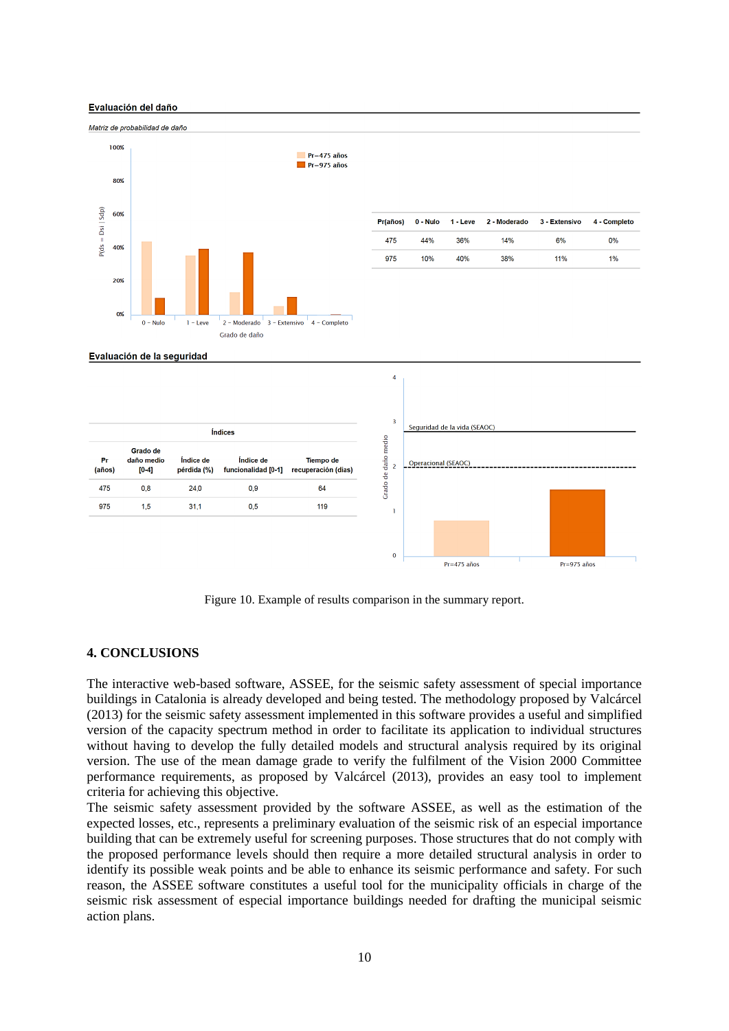**Evaluación del daño**

*Matriz de probabilidad de daño*

| Pr(años) | 0 - Nulo | 1 - Leve | 2 - Moderado | 3 - Extensivo | 4 - Completo |
|---|---|---|---|---|---|
| 475 | 44% | 36% | 14% | 6% | 0% |
| 975 | 10% | 40% | 38% | 11% | 1% |

**Evaluación de la seguridad**

| Pr (años) | Grado de daño medio [0-4] | Índice de pérdida (%) | Índice de funcionalidad [0-1] | Tiempo de recuperación (días) |
|---|---|---|---|---|
| 475 | 0,8 | 24,0 | 0,9 | 64 |
| 975 | 1,5 | 31,1 | 0,5 | 119 |

Figure 10. Example of results comparison in the summary report.

## 4. CONCLUSIONS

The interactive web-based software, ASSEE, for the seismic safety assessment of special importance buildings in Catalonia is already developed and being tested. The methodology proposed by Valcárcel (2013) for the seismic safety assessment implemented in this software provides a useful and simplified version of the capacity spectrum method in order to facilitate its application to individual structures without having to develop the fully detailed models and structural analysis required by its original version. The use of the mean damage grade to verify the fulfilment of the Vision 2000 Committee performance requirements, as proposed by Valcárcel (2013), provides an easy tool to implement criteria for achieving this objective.

The seismic safety assessment provided by the software ASSEE, as well as the estimation of the expected losses, etc., represents a preliminary evaluation of the seismic risk of an especial importance building that can be extremely useful for screening purposes. Those structures that do not comply with the proposed performance levels should then require a more detailed structural analysis in order to identify its possible weak points and be able to enhance its seismic performance and safety. For such reason, the ASSEE software constitutes a useful tool for the municipality officials in charge of the seismic risk assessment of especial importance buildings needed for drafting the municipal seismic action plans.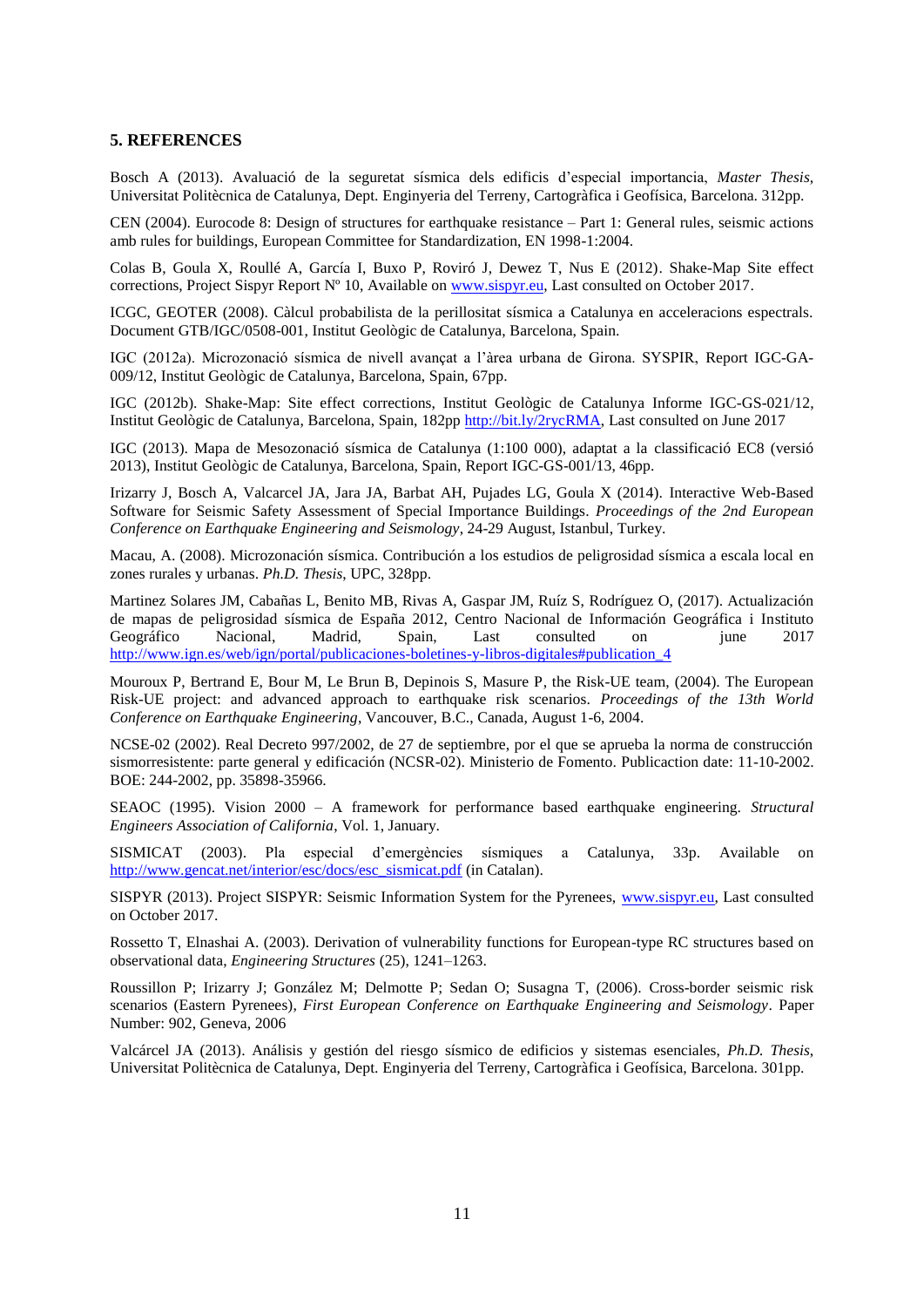## 5. REFERENCES

Bosch A (2013). Avaluació de la seguretat sísmica dels edificis d'especial importancia, *Master Thesis*, Universitat Politècnica de Catalunya, Dept. Enginyeria del Terreny, Cartogràfica i Geofísica, Barcelona. 312pp.

CEN (2004). Eurocode 8: Design of structures for earthquake resistance – Part 1: General rules, seismic actions amb rules for buildings, European Committee for Standardization, EN 1998-1:2004.

Colas B, Goula X, Roullé A, García I, Buxo P, Roviró J, Dewez T, Nus E (2012). Shake-Map Site effect corrections, Project Sispyr Report Nº 10, Available on www.sispyr.eu, Last consulted on October 2017.

ICGC, GEOTER (2008). Càlcul probabilista de la perillositat sísmica a Catalunya en acceleracions espectrals. Document GTB/IGC/0508-001, Institut Geològic de Catalunya, Barcelona, Spain.

IGC (2012a). Microzonació sísmica de nivell avançat a l'àrea urbana de Girona. SYSPIR, Report IGC-GA-009/12, Institut Geològic de Catalunya, Barcelona, Spain, 67pp.

IGC (2012b). Shake-Map: Site effect corrections, Institut Geològic de Catalunya Informe IGC-GS-021/12, Institut Geològic de Catalunya, Barcelona, Spain, 182pp http://bit.ly/2rycRMA, Last consulted on June 2017

IGC (2013). Mapa de Mesozonació sísmica de Catalunya (1:100 000), adaptat a la classificació EC8 (versió 2013), Institut Geològic de Catalunya, Barcelona, Spain, Report IGC-GS-001/13, 46pp.

Irizarry J, Bosch A, Valcarcel JA, Jara JA, Barbat AH, Pujades LG, Goula X (2014). Interactive Web-Based Software for Seismic Safety Assessment of Special Importance Buildings. *Proceedings of the 2nd European Conference on Earthquake Engineering and Seismology*, 24-29 August, Istanbul, Turkey.

Macau, A. (2008). Microzonación sísmica. Contribución a los estudios de peligrosidad sísmica a escala local en zones rurales y urbanas. *Ph.D. Thesis*, UPC, 328pp.

Martinez Solares JM, Cabañas L, Benito MB, Rivas A, Gaspar JM, Ruíz S, Rodríguez O, (2017). Actualización de mapas de peligrosidad sísmica de España 2012, Centro Nacional de Información Geográfica i Instituto Geográfico Nacional, Madrid, Spain, Last consulted on june 2017 http://www.ign.es/web/ign/portal/publicaciones-boletines-y-libros-digitales#publication_4

Mouroux P, Bertrand E, Bour M, Le Brun B, Depinois S, Masure P, the Risk-UE team, (2004). The European Risk-UE project: and advanced approach to earthquake risk scenarios. *Proceedings of the 13th World Conference on Earthquake Engineering*, Vancouver, B.C., Canada, August 1-6, 2004.

NCSE-02 (2002). Real Decreto 997/2002, de 27 de septiembre, por el que se aprueba la norma de construcción sismorresistente: parte general y edificación (NCSR-02). Ministerio de Fomento. Publicaction date: 11-10-2002. BOE: 244-2002, pp. 35898-35966.

SEAOC (1995). Vision 2000 – A framework for performance based earthquake engineering. *Structural Engineers Association of California*, Vol. 1, January.

SISMICAT (2003). Pla especial d'emergències sísmiques a Catalunya, 33p. Available on http://www.gencat.net/interior/esc/docs/esc_sismicat.pdf (in Catalan).

SISPYR (2013). Project SISPYR: Seismic Information System for the Pyrenees, www.sispyr.eu, Last consulted on October 2017.

Rossetto T, Elnashai A. (2003). Derivation of vulnerability functions for European-type RC structures based on observational data, *Engineering Structures* (25), 1241–1263.

Roussillon P; Irizarry J; González M; Delmotte P; Sedan O; Susagna T, (2006). Cross-border seismic risk scenarios (Eastern Pyrenees), *First European Conference on Earthquake Engineering and Seismology*. Paper Number: 902, Geneva, 2006

Valcárcel JA (2013). Análisis y gestión del riesgo sísmico de edificios y sistemas esenciales, *Ph.D. Thesis*, Universitat Politècnica de Catalunya, Dept. Enginyeria del Terreny, Cartogràfica i Geofísica, Barcelona. 301pp.